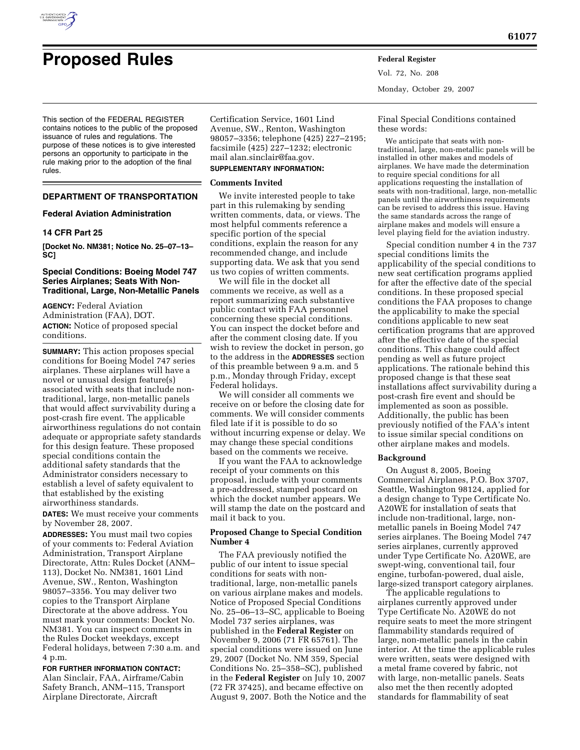# Proposed Rules

This section of the FEDERAL REGISTER contains notices to the public of the proposed issuance of rules and regulations. The purpose of these notices is to give interested persons an opportunity to participate in the rule making prior to the adoption of the final rules.

## DEPARTMENT OF TRANSPORTATION

### Federal Aviation Administration

### 14 CFR Part 25

**[Docket No. NM381; Notice No. 25–07–13–SC]**

### Special Conditions: Boeing Model 747 Series Airplanes; Seats With Non-Traditional, Large, Non-Metallic Panels

**AGENCY:** Federal Aviation Administration (FAA), DOT.

**ACTION:** Notice of proposed special conditions.

**SUMMARY:** This action proposes special conditions for Boeing Model 747 series airplanes. These airplanes will have a novel or unusual design feature(s) associated with seats that include non-traditional, large, non-metallic panels that would affect survivability during a post-crash fire event. The applicable airworthiness regulations do not contain adequate or appropriate safety standards for this design feature. These proposed special conditions contain the additional safety standards that the Administrator considers necessary to establish a level of safety equivalent to that established by the existing airworthiness standards.

**DATES:** We must receive your comments by November 28, 2007.

**ADDRESSES:** You must mail two copies of your comments to: Federal Aviation Administration, Transport Airplane Directorate, Attn: Rules Docket (ANM–113), Docket No. NM381, 1601 Lind Avenue, SW., Renton, Washington 98057–3356. You may deliver two copies to the Transport Airplane Directorate at the above address. You must mark your comments: Docket No. NM381. You can inspect comments in the Rules Docket weekdays, except Federal holidays, between 7:30 a.m. and 4 p.m.

**FOR FURTHER INFORMATION CONTACT:** Alan Sinclair, FAA, Airframe/Cabin Safety Branch, ANM–115, Transport Airplane Directorate, Aircraft Certification Service, 1601 Lind Avenue, SW., Renton, Washington 98057–3356; telephone (425) 227–2195; facsimile (425) 227–1232; electronic mail alan.sinclair@faa.gov.

**SUPPLEMENTARY INFORMATION:**

#### Comments Invited

We invite interested people to take part in this rulemaking by sending written comments, data, or views. The most helpful comments reference a specific portion of the special conditions, explain the reason for any recommended change, and include supporting data. We ask that you send us two copies of written comments.

We will file in the docket all comments we receive, as well as a report summarizing each substantive public contact with FAA personnel concerning these special conditions. You can inspect the docket before and after the comment closing date. If you wish to review the docket in person, go to the address in the **ADDRESSES** section of this preamble between 9 a.m. and 5 p.m., Monday through Friday, except Federal holidays.

We will consider all comments we receive on or before the closing date for comments. We will consider comments filed late if it is possible to do so without incurring expense or delay. We may change these special conditions based on the comments we receive.

If you want the FAA to acknowledge receipt of your comments on this proposal, include with your comments a pre-addressed, stamped postcard on which the docket number appears. We will stamp the date on the postcard and mail it back to you.

#### Proposed Change to Special Condition Number 4

The FAA previously notified the public of our intent to issue special conditions for seats with non-traditional, large, non-metallic panels on various airplane makes and models. Notice of Proposed Special Conditions No. 25–06–13–SC, applicable to Boeing Model 737 series airplanes, was published in the **Federal Register** on November 9, 2006 (71 FR 65761). The special conditions were issued on June 29, 2007 (Docket No. NM 359, Special Conditions No. 25–358–SC), published in the **Federal Register** on July 10, 2007 (72 FR 37425), and became effective on August 9, 2007. Both the Notice and the Final Special Conditions contained these words:

> We anticipate that seats with non-traditional, large, non-metallic panels will be installed in other makes and models of airplanes. We have made the determination to require special conditions for all applications requesting the installation of seats with non-traditional, large, non-metallic panels until the airworthiness requirements can be revised to address this issue. Having the same standards across the range of airplane makes and models will ensure a level playing field for the aviation industry.

Special condition number 4 in the 737 special conditions limits the applicability of the special conditions to new seat certification programs applied for after the effective date of the special conditions. In these proposed special conditions the FAA proposes to change the applicability to make the special conditions applicable to new seat certification programs that are approved after the effective date of the special conditions. This change could affect pending as well as future project applications. The rationale behind this proposed change is that these seat installations affect survivability during a post-crash fire event and should be implemented as soon as possible. Additionally, the public has been previously notified of the FAA's intent to issue similar special conditions on other airplane makes and models.

#### Background

On August 8, 2005, Boeing Commercial Airplanes, P.O. Box 3707, Seattle, Washington 98124, applied for a design change to Type Certificate No. A20WE for installation of seats that include non-traditional, large, non-metallic panels in Boeing Model 747 series airplanes. The Boeing Model 747 series airplanes, currently approved under Type Certificate No. A20WE, are swept-wing, conventional tail, four engine, turbofan-powered, dual aisle, large-sized transport category airplanes.

The applicable regulations to airplanes currently approved under Type Certificate No. A20WE do not require seats to meet the more stringent flammability standards required of large, non-metallic panels in the cabin interior. At the time the applicable rules were written, seats were designed with a metal frame covered by fabric, not with large, non-metallic panels. Seats also met the then recently adopted standards for flammability of seat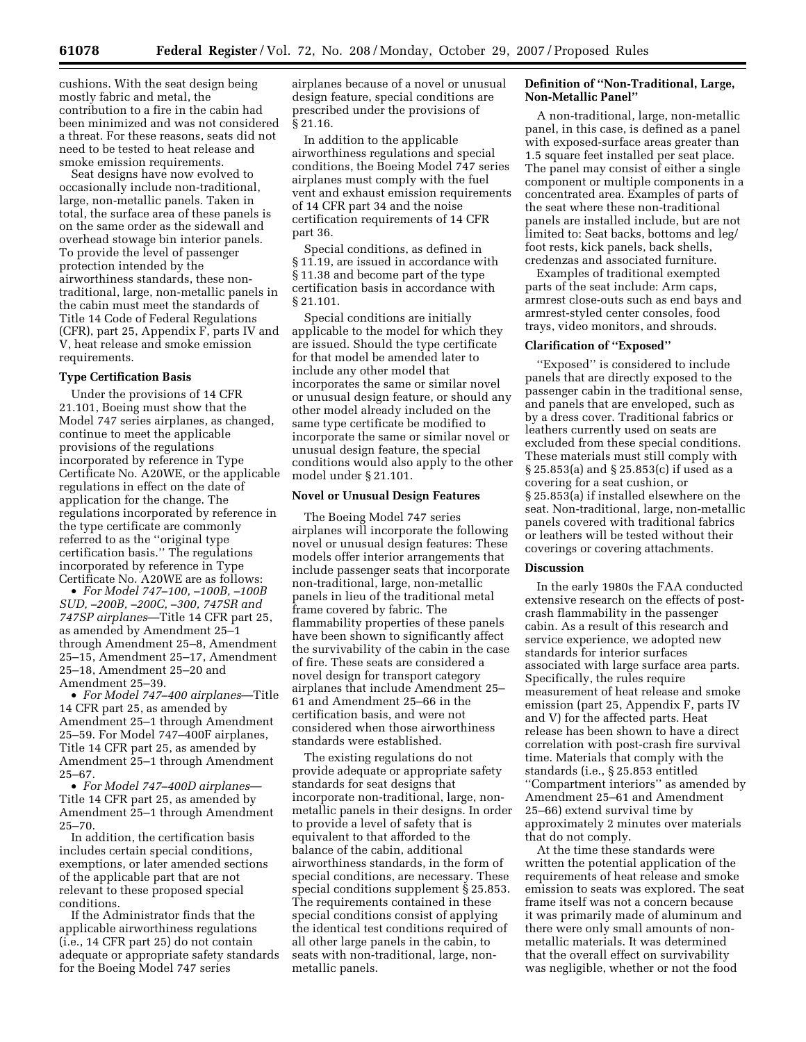cushions. With the seat design being mostly fabric and metal, the contribution to a fire in the cabin had been minimized and was not considered a threat. For these reasons, seats did not need to be tested to heat release and smoke emission requirements.

Seat designs have now evolved to occasionally include non-traditional, large, non-metallic panels. Taken in total, the surface area of these panels is on the same order as the sidewall and overhead stowage bin interior panels. To provide the level of passenger protection intended by the airworthiness standards, these non-traditional, large, non-metallic panels in the cabin must meet the standards of Title 14 Code of Federal Regulations (CFR), part 25, Appendix F, parts IV and V, heat release and smoke emission requirements.

### Type Certification Basis

Under the provisions of 14 CFR 21.101, Boeing must show that the Model 747 series airplanes, as changed, continue to meet the applicable provisions of the regulations incorporated by reference in Type Certificate No. A20WE, or the applicable regulations in effect on the date of application for the change. The regulations incorporated by reference in the type certificate are commonly referred to as the ''original type certification basis.'' The regulations incorporated by reference in Type Certificate No. A20WE are as follows:

- *For Model 747–100, –100B, –100B SUD, –200B, –200C, –300, 747SR and 747SP airplanes*—Title 14 CFR part 25, as amended by Amendment 25–1 through Amendment 25–8, Amendment 25–15, Amendment 25–17, Amendment 25–18, Amendment 25–20 and Amendment 25–39.
- *For Model 747–400 airplanes*—Title 14 CFR part 25, as amended by Amendment 25–1 through Amendment 25–59. For Model 747–400F airplanes, Title 14 CFR part 25, as amended by Amendment 25–1 through Amendment 25–67.
- *For Model 747–400D airplanes*—Title 14 CFR part 25, as amended by Amendment 25–1 through Amendment 25–70.

In addition, the certification basis includes certain special conditions, exemptions, or later amended sections of the applicable part that are not relevant to these proposed special conditions.

If the Administrator finds that the applicable airworthiness regulations (i.e., 14 CFR part 25) do not contain adequate or appropriate safety standards for the Boeing Model 747 series airplanes because of a novel or unusual design feature, special conditions are prescribed under the provisions of § 21.16.

In addition to the applicable airworthiness regulations and special conditions, the Boeing Model 747 series airplanes must comply with the fuel vent and exhaust emission requirements of 14 CFR part 34 and the noise certification requirements of 14 CFR part 36.

Special conditions, as defined in § 11.19, are issued in accordance with § 11.38 and become part of the type certification basis in accordance with § 21.101.

Special conditions are initially applicable to the model for which they are issued. Should the type certificate for that model be amended later to include any other model that incorporates the same or similar novel or unusual design feature, or should any other model already included on the same type certificate be modified to incorporate the same or similar novel or unusual design feature, the special conditions would also apply to the other model under § 21.101.

### Novel or Unusual Design Features

The Boeing Model 747 series airplanes will incorporate the following novel or unusual design features: These models offer interior arrangements that include passenger seats that incorporate non-traditional, large, non-metallic panels in lieu of the traditional metal frame covered by fabric. The flammability properties of these panels have been shown to significantly affect the survivability of the cabin in the case of fire. These seats are considered a novel design for transport category airplanes that include Amendment 25–61 and Amendment 25–66 in the certification basis, and were not considered when those airworthiness standards were established.

The existing regulations do not provide adequate or appropriate safety standards for seat designs that incorporate non-traditional, large, non-metallic panels in their designs. In order to provide a level of safety that is equivalent to that afforded to the balance of the cabin, additional airworthiness standards, in the form of special conditions, are necessary. These special conditions supplement § 25.853. The requirements contained in these special conditions consist of applying the identical test conditions required of all other large panels in the cabin, to seats with non-traditional, large, non-metallic panels.

### Definition of ''Non-Traditional, Large, Non-Metallic Panel''

A non-traditional, large, non-metallic panel, in this case, is defined as a panel with exposed-surface areas greater than 1.5 square feet installed per seat place. The panel may consist of either a single component or multiple components in a concentrated area. Examples of parts of the seat where these non-traditional panels are installed include, but are not limited to: Seat backs, bottoms and leg/foot rests, kick panels, back shells, credenzas and associated furniture.

Examples of traditional exempted parts of the seat include: Arm caps, armrest close-outs such as end bays and armrest-styled center consoles, food trays, video monitors, and shrouds.

### Clarification of ''Exposed''

''Exposed'' is considered to include panels that are directly exposed to the passenger cabin in the traditional sense, and panels that are enveloped, such as by a dress cover. Traditional fabrics or leathers currently used on seats are excluded from these special conditions. These materials must still comply with § 25.853(a) and § 25.853(c) if used as a covering for a seat cushion, or § 25.853(a) if installed elsewhere on the seat. Non-traditional, large, non-metallic panels covered with traditional fabrics or leathers will be tested without their coverings or covering attachments.

### Discussion

In the early 1980s the FAA conducted extensive research on the effects of post-crash flammability in the passenger cabin. As a result of this research and service experience, we adopted new standards for interior surfaces associated with large surface area parts. Specifically, the rules require measurement of heat release and smoke emission (part 25, Appendix F, parts IV and V) for the affected parts. Heat release has been shown to have a direct correlation with post-crash fire survival time. Materials that comply with the standards (i.e., § 25.853 entitled ''Compartment interiors'' as amended by Amendment 25–61 and Amendment 25–66) extend survival time by approximately 2 minutes over materials that do not comply.

At the time these standards were written the potential application of the requirements of heat release and smoke emission to seats was explored. The seat frame itself was not a concern because it was primarily made of aluminum and there were only small amounts of non-metallic materials. It was determined that the overall effect on survivability was negligible, whether or not the food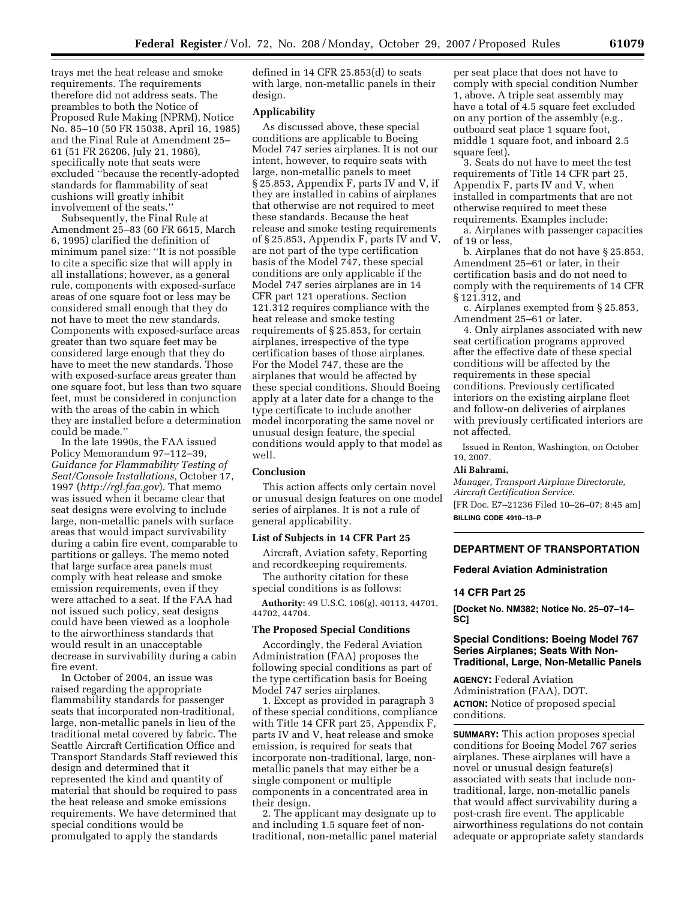trays met the heat release and smoke requirements. The requirements therefore did not address seats. The preambles to both the Notice of Proposed Rule Making (NPRM), Notice No. 85–10 (50 FR 15038, April 16, 1985) and the Final Rule at Amendment 25–61 (51 FR 26206, July 21, 1986), specifically note that seats were excluded ''because the recently-adopted standards for flammability of seat cushions will greatly inhibit involvement of the seats.''

Subsequently, the Final Rule at Amendment 25–83 (60 FR 6615, March 6, 1995) clarified the definition of minimum panel size: ''It is not possible to cite a specific size that will apply in all installations; however, as a general rule, components with exposed-surface areas of one square foot or less may be considered small enough that they do not have to meet the new standards. Components with exposed-surface areas greater than two square feet may be considered large enough that they do have to meet the new standards. Those with exposed-surface areas greater than one square foot, but less than two square feet, must be considered in conjunction with the areas of the cabin in which they are installed before a determination could be made.''

In the late 1990s, the FAA issued Policy Memorandum 97–112–39, *Guidance for Flammability Testing of Seat/Console Installations,* October 17, 1997 (*http://rgl.faa.gov*). That memo was issued when it became clear that seat designs were evolving to include large, non-metallic panels with surface areas that would impact survivability during a cabin fire event, comparable to partitions or galleys. The memo noted that large surface area panels must comply with heat release and smoke emission requirements, even if they were attached to a seat. If the FAA had not issued such policy, seat designs could have been viewed as a loophole to the airworthiness standards that would result in an unacceptable decrease in survivability during a cabin fire event.

In October of 2004, an issue was raised regarding the appropriate flammability standards for passenger seats that incorporated non-traditional, large, non-metallic panels in lieu of the traditional metal covered by fabric. The Seattle Aircraft Certification Office and Transport Standards Staff reviewed this design and determined that it represented the kind and quantity of material that should be required to pass the heat release and smoke emissions requirements. We have determined that special conditions would be promulgated to apply the standards defined in 14 CFR 25.853(d) to seats with large, non-metallic panels in their design.

## Applicability

As discussed above, these special conditions are applicable to Boeing Model 747 series airplanes. It is not our intent, however, to require seats with large, non-metallic panels to meet § 25.853, Appendix F, parts IV and V, if they are installed in cabins of airplanes that otherwise are not required to meet these standards. Because the heat release and smoke testing requirements of § 25.853, Appendix F, parts IV and V, are not part of the type certification basis of the Model 747, these special conditions are only applicable if the Model 747 series airplanes are in 14 CFR part 121 operations. Section 121.312 requires compliance with the heat release and smoke testing requirements of § 25.853, for certain airplanes, irrespective of the type certification bases of those airplanes. For the Model 747, these are the airplanes that would be affected by these special conditions. Should Boeing apply at a later date for a change to the type certificate to include another model incorporating the same novel or unusual design feature, the special conditions would apply to that model as well.

## Conclusion

This action affects only certain novel or unusual design features on one model series of airplanes. It is not a rule of general applicability.

## List of Subjects in 14 CFR Part 25

Aircraft, Aviation safety, Reporting and recordkeeping requirements.

The authority citation for these special conditions is as follows:

**Authority:** 49 U.S.C. 106(g), 40113, 44701, 44702, 44704.

## The Proposed Special Conditions

Accordingly, the Federal Aviation Administration (FAA) proposes the following special conditions as part of the type certification basis for Boeing Model 747 series airplanes.

1. Except as provided in paragraph 3 of these special conditions, compliance with Title 14 CFR part 25, Appendix F, parts IV and V, heat release and smoke emission, is required for seats that incorporate non-traditional, large, non-metallic panels that may either be a single component or multiple components in a concentrated area in their design.

2. The applicant may designate up to and including 1.5 square feet of non-traditional, non-metallic panel material per seat place that does not have to comply with special condition Number 1, above. A triple seat assembly may have a total of 4.5 square feet excluded on any portion of the assembly (e.g., outboard seat place 1 square foot, middle 1 square foot, and inboard 2.5 square feet).

3. Seats do not have to meet the test requirements of Title 14 CFR part 25, Appendix F, parts IV and V, when installed in compartments that are not otherwise required to meet these requirements. Examples include:

a. Airplanes with passenger capacities of 19 or less,

b. Airplanes that do not have § 25.853, Amendment 25–61 or later, in their certification basis and do not need to comply with the requirements of 14 CFR § 121.312, and

c. Airplanes exempted from § 25.853, Amendment 25–61 or later.

4. Only airplanes associated with new seat certification programs approved after the effective date of these special conditions will be affected by the requirements in these special conditions. Previously certificated interiors on the existing airplane fleet and follow-on deliveries of airplanes with previously certificated interiors are not affected.

Issued in Renton, Washington, on October 19, 2007.

**Ali Bahrami,**

*Manager, Transport Airplane Directorate, Aircraft Certification Service.*

[FR Doc. E7–21236 Filed 10–26–07; 8:45 am]

**BILLING CODE 4910–13–P**

---

## DEPARTMENT OF TRANSPORTATION

## Federal Aviation Administration

## 14 CFR Part 25

**[Docket No. NM382; Notice No. 25–07–14–SC]**

## Special Conditions: Boeing Model 767 Series Airplanes; Seats With Non-Traditional, Large, Non-Metallic Panels

**AGENCY:** Federal Aviation Administration (FAA), DOT.

**ACTION:** Notice of proposed special conditions.

**SUMMARY:** This action proposes special conditions for Boeing Model 767 series airplanes. These airplanes will have a novel or unusual design feature(s) associated with seats that include non-traditional, large, non-metallic panels that would affect survivability during a post-crash fire event. The applicable airworthiness regulations do not contain adequate or appropriate safety standards